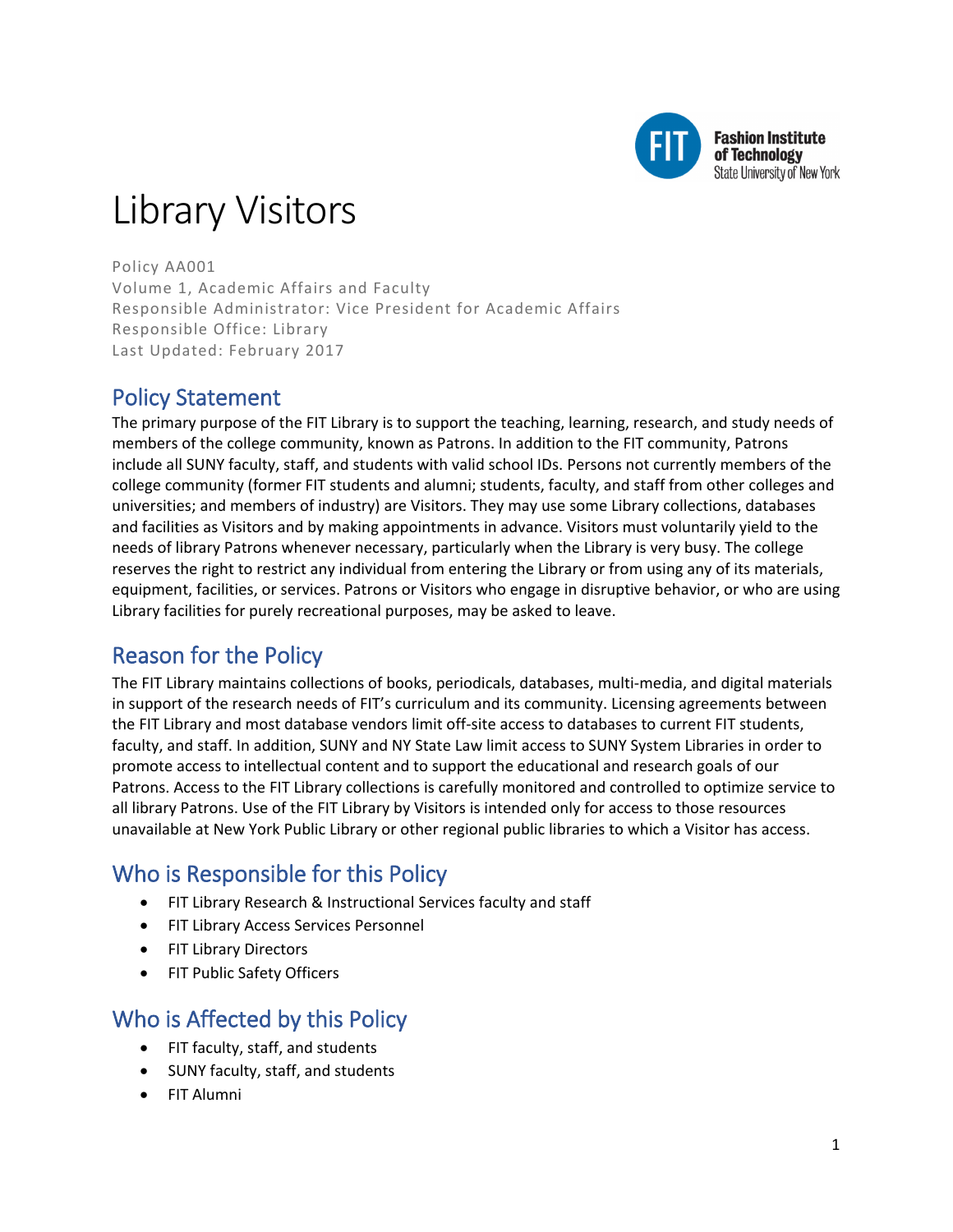# Library Visitors

Policy AA001
Volume 1, Academic Affairs and Faculty
Responsible Administrator: Vice President for Academic Affairs
Responsible Office: Library
Last Updated: February 2017

## Policy Statement

The primary purpose of the FIT Library is to support the teaching, learning, research, and study needs of members of the college community, known as Patrons. In addition to the FIT community, Patrons include all SUNY faculty, staff, and students with valid school IDs. Persons not currently members of the college community (former FIT students and alumni; students, faculty, and staff from other colleges and universities; and members of industry) are Visitors. They may use some Library collections, databases and facilities as Visitors and by making appointments in advance. Visitors must voluntarily yield to the needs of library Patrons whenever necessary, particularly when the Library is very busy. The college reserves the right to restrict any individual from entering the Library or from using any of its materials, equipment, facilities, or services. Patrons or Visitors who engage in disruptive behavior, or who are using Library facilities for purely recreational purposes, may be asked to leave.

## Reason for the Policy

The FIT Library maintains collections of books, periodicals, databases, multi-media, and digital materials in support of the research needs of FIT's curriculum and its community. Licensing agreements between the FIT Library and most database vendors limit off-site access to databases to current FIT students, faculty, and staff. In addition, SUNY and NY State Law limit access to SUNY System Libraries in order to promote access to intellectual content and to support the educational and research goals of our Patrons. Access to the FIT Library collections is carefully monitored and controlled to optimize service to all library Patrons. Use of the FIT Library by Visitors is intended only for access to those resources unavailable at New York Public Library or other regional public libraries to which a Visitor has access.

## Who is Responsible for this Policy

- FIT Library Research & Instructional Services faculty and staff
- FIT Library Access Services Personnel
- FIT Library Directors
- FIT Public Safety Officers

## Who is Affected by this Policy

- FIT faculty, staff, and students
- SUNY faculty, staff, and students
- FIT Alumni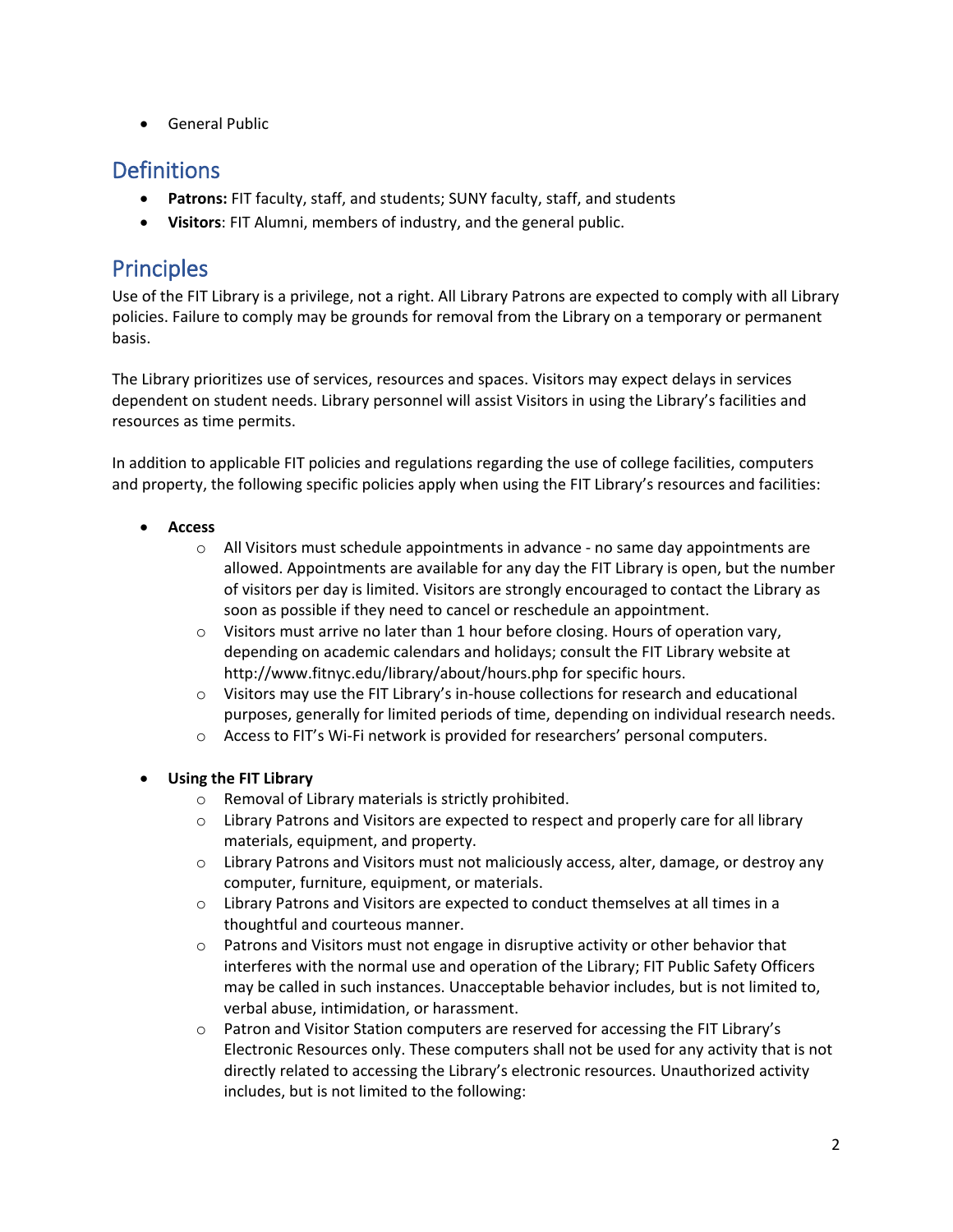- General Public

## Definitions

- **Patrons:** FIT faculty, staff, and students; SUNY faculty, staff, and students
- **Visitors**: FIT Alumni, members of industry, and the general public.

## Principles

Use of the FIT Library is a privilege, not a right. All Library Patrons are expected to comply with all Library policies. Failure to comply may be grounds for removal from the Library on a temporary or permanent basis.

The Library prioritizes use of services, resources and spaces. Visitors may expect delays in services dependent on student needs. Library personnel will assist Visitors in using the Library's facilities and resources as time permits.

In addition to applicable FIT policies and regulations regarding the use of college facilities, computers and property, the following specific policies apply when using the FIT Library's resources and facilities:

- **Access**
  - All Visitors must schedule appointments in advance - no same day appointments are allowed. Appointments are available for any day the FIT Library is open, but the number of visitors per day is limited. Visitors are strongly encouraged to contact the Library as soon as possible if they need to cancel or reschedule an appointment.
  - Visitors must arrive no later than 1 hour before closing. Hours of operation vary, depending on academic calendars and holidays; consult the FIT Library website at http://www.fitnyc.edu/library/about/hours.php for specific hours.
  - Visitors may use the FIT Library's in-house collections for research and educational purposes, generally for limited periods of time, depending on individual research needs.
  - Access to FIT's Wi-Fi network is provided for researchers' personal computers.

- **Using the FIT Library**
  - Removal of Library materials is strictly prohibited.
  - Library Patrons and Visitors are expected to respect and properly care for all library materials, equipment, and property.
  - Library Patrons and Visitors must not maliciously access, alter, damage, or destroy any computer, furniture, equipment, or materials.
  - Library Patrons and Visitors are expected to conduct themselves at all times in a thoughtful and courteous manner.
  - Patrons and Visitors must not engage in disruptive activity or other behavior that interferes with the normal use and operation of the Library; FIT Public Safety Officers may be called in such instances. Unacceptable behavior includes, but is not limited to, verbal abuse, intimidation, or harassment.
  - Patron and Visitor Station computers are reserved for accessing the FIT Library's Electronic Resources only. These computers shall not be used for any activity that is not directly related to accessing the Library's electronic resources. Unauthorized activity includes, but is not limited to the following: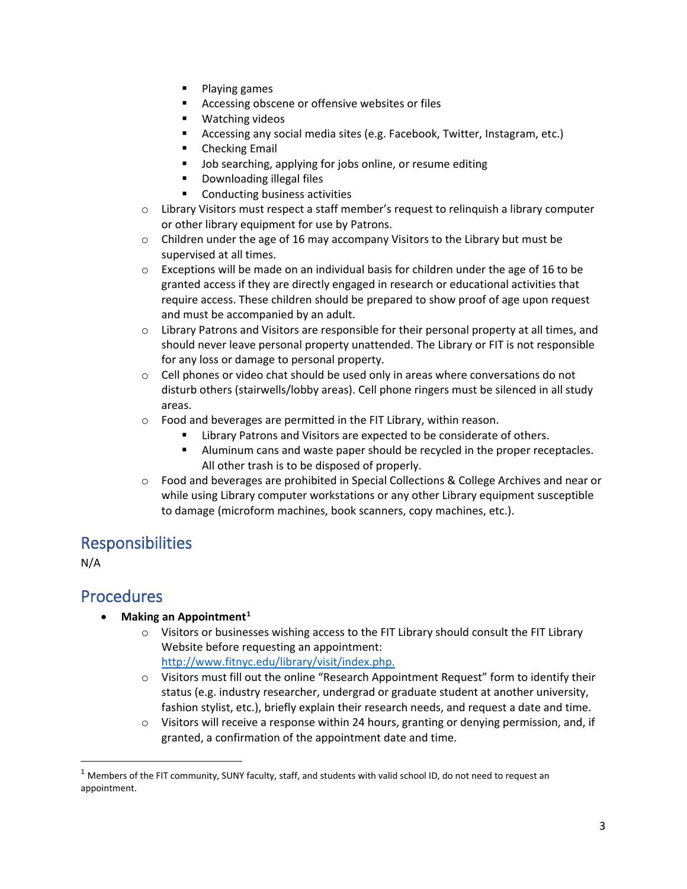- Playing games
        - Accessing obscene or offensive websites or files
        - Watching videos
        - Accessing any social media sites (e.g. Facebook, Twitter, Instagram, etc.)
        - Checking Email
        - Job searching, applying for jobs online, or resume editing
        - Downloading illegal files
        - Conducting business activities
    - Library Visitors must respect a staff member's request to relinquish a library computer or other library equipment for use by Patrons.
    - Children under the age of 16 may accompany Visitors to the Library but must be supervised at all times.
    - Exceptions will be made on an individual basis for children under the age of 16 to be granted access if they are directly engaged in research or educational activities that require access. These children should be prepared to show proof of age upon request and must be accompanied by an adult.
    - Library Patrons and Visitors are responsible for their personal property at all times, and should never leave personal property unattended. The Library or FIT is not responsible for any loss or damage to personal property.
    - Cell phones or video chat should be used only in areas where conversations do not disturb others (stairwells/lobby areas). Cell phone ringers must be silenced in all study areas.
    - Food and beverages are permitted in the FIT Library, within reason.
        - Library Patrons and Visitors are expected to be considerate of others.
        - Aluminum cans and waste paper should be recycled in the proper receptacles. All other trash is to be disposed of properly.
    - Food and beverages are prohibited in Special Collections & College Archives and near or while using Library computer workstations or any other Library equipment susceptible to damage (microform machines, book scanners, copy machines, etc.).

## Responsibilities

N/A

## Procedures

- **Making an Appointment**[1]
    - Visitors or businesses wishing access to the FIT Library should consult the FIT Library Website before requesting an appointment: [http://www.fitnyc.edu/library/visit/index.php.](http://www.fitnyc.edu/library/visit/index.php)
    - Visitors must fill out the online "Research Appointment Request" form to identify their status (e.g. industry researcher, undergrad or graduate student at another university, fashion stylist, etc.), briefly explain their research needs, and request a date and time.
    - Visitors will receive a response within 24 hours, granting or denying permission, and, if granted, a confirmation of the appointment date and time.

[1] Members of the FIT community, SUNY faculty, staff, and students with valid school ID, do not need to request an appointment.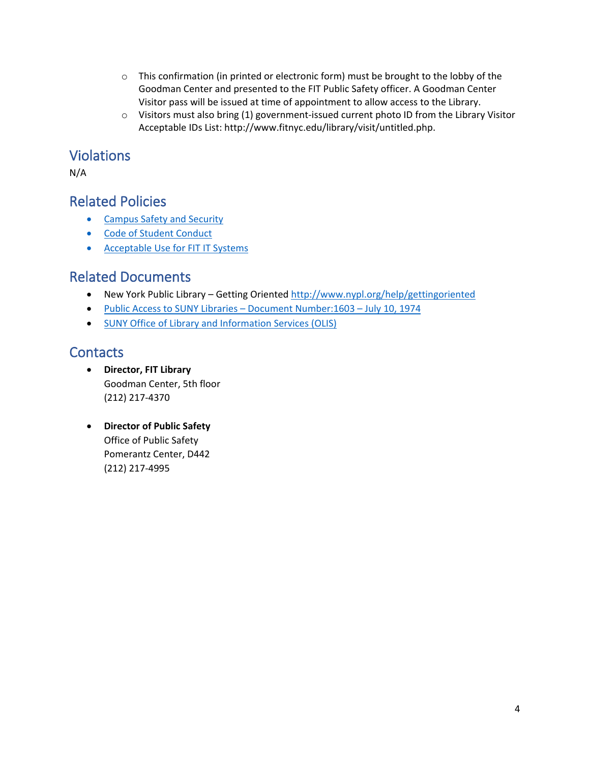- This confirmation (in printed or electronic form) must be brought to the lobby of the Goodman Center and presented to the FIT Public Safety officer. A Goodman Center Visitor pass will be issued at time of appointment to allow access to the Library.
- Visitors must also bring (1) government-issued current photo ID from the Library Visitor Acceptable IDs List: http://www.fitnyc.edu/library/visit/untitled.php.

## Violations

N/A

## Related Policies

- Campus Safety and Security
- Code of Student Conduct
- Acceptable Use for FIT IT Systems

## Related Documents

- New York Public Library – Getting Oriented http://www.nypl.org/help/gettingoriented
- Public Access to SUNY Libraries – Document Number:1603 – July 10, 1974
- SUNY Office of Library and Information Services (OLIS)

## Contacts

- **Director, FIT Library**
  Goodman Center, 5th floor
  (212) 217-4370

- **Director of Public Safety**
  Office of Public Safety
  Pomerantz Center, D442
  (212) 217-4995